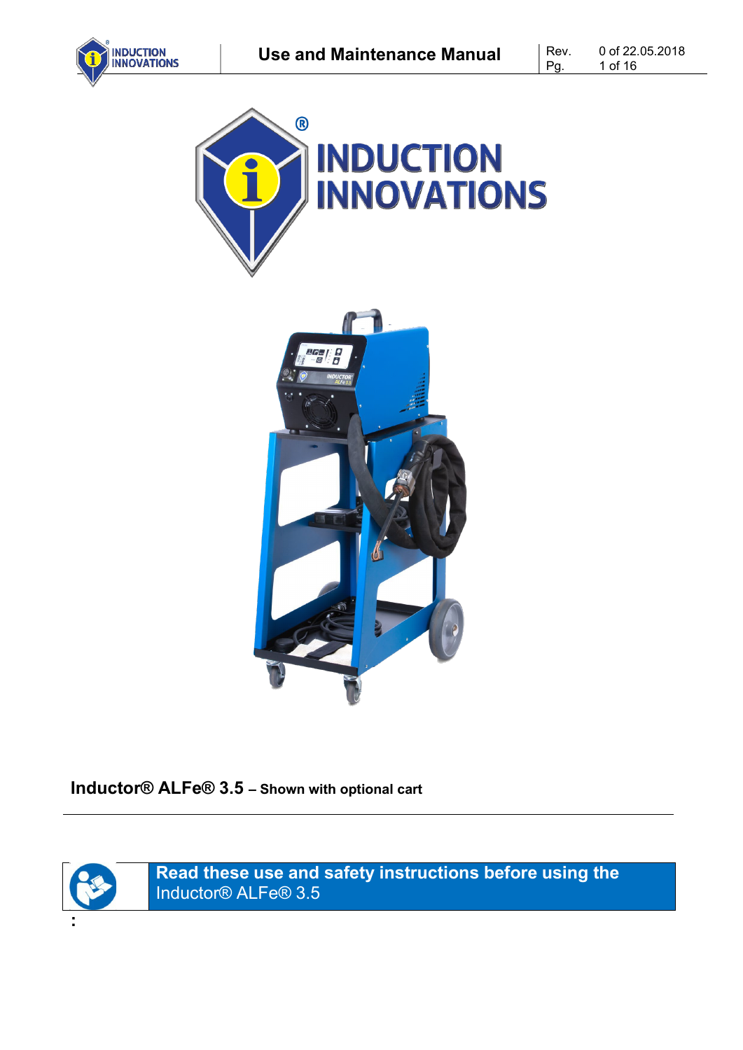# INDUCTION INNOVATIONS

**Inductor® ALFe® 3.5** – **Shown with optional cart**

---

**Read these use and safety instructions before using the** Inductor® ALFe® 3.5

: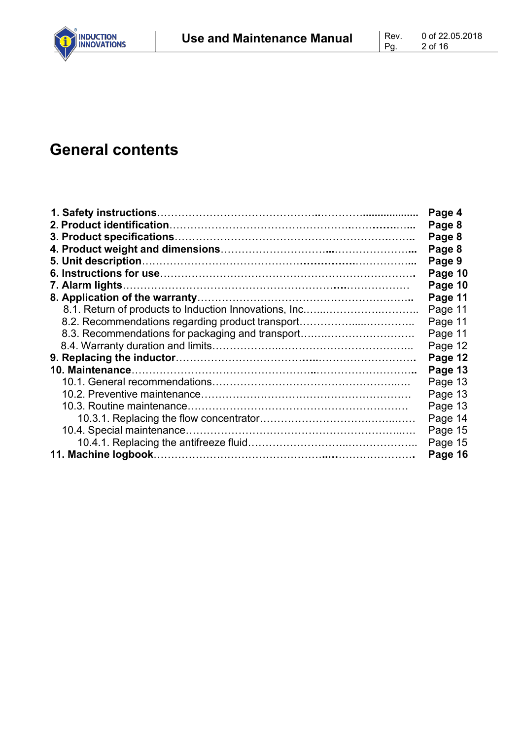# General contents

| | |
|---|---|
| **1. Safety instructions** | **Page 4** |
| **2. Product identification** | **Page 8** |
| **3. Product specifications** | **Page 8** |
| **4. Product weight and dimensions** | **Page 8** |
| **5. Unit description** | **Page 9** |
| **6. Instructions for use** | **Page 10** |
| **7. Alarm lights** | **Page 10** |
| **8. Application of the warranty** | **Page 11** |
| 8.1. Return of products to Induction Innovations, Inc. | Page 11 |
| 8.2. Recommendations regarding product transport | Page 11 |
| 8.3. Recommendations for packaging and transport | Page 11 |
| 8.4. Warranty duration and limits | Page 12 |
| **9. Replacing the inductor** | **Page 12** |
| **10. Maintenance** | **Page 13** |
| 10.1. General recommendations | Page 13 |
| 10.2. Preventive maintenance | Page 13 |
| 10.3. Routine maintenance | Page 13 |
| 10.3.1. Replacing the flow concentrator | Page 14 |
| 10.4. Special maintenance | Page 15 |
| 10.4.1. Replacing the antifreeze fluid | Page 15 |
| **11. Machine logbook** | **Page 16** |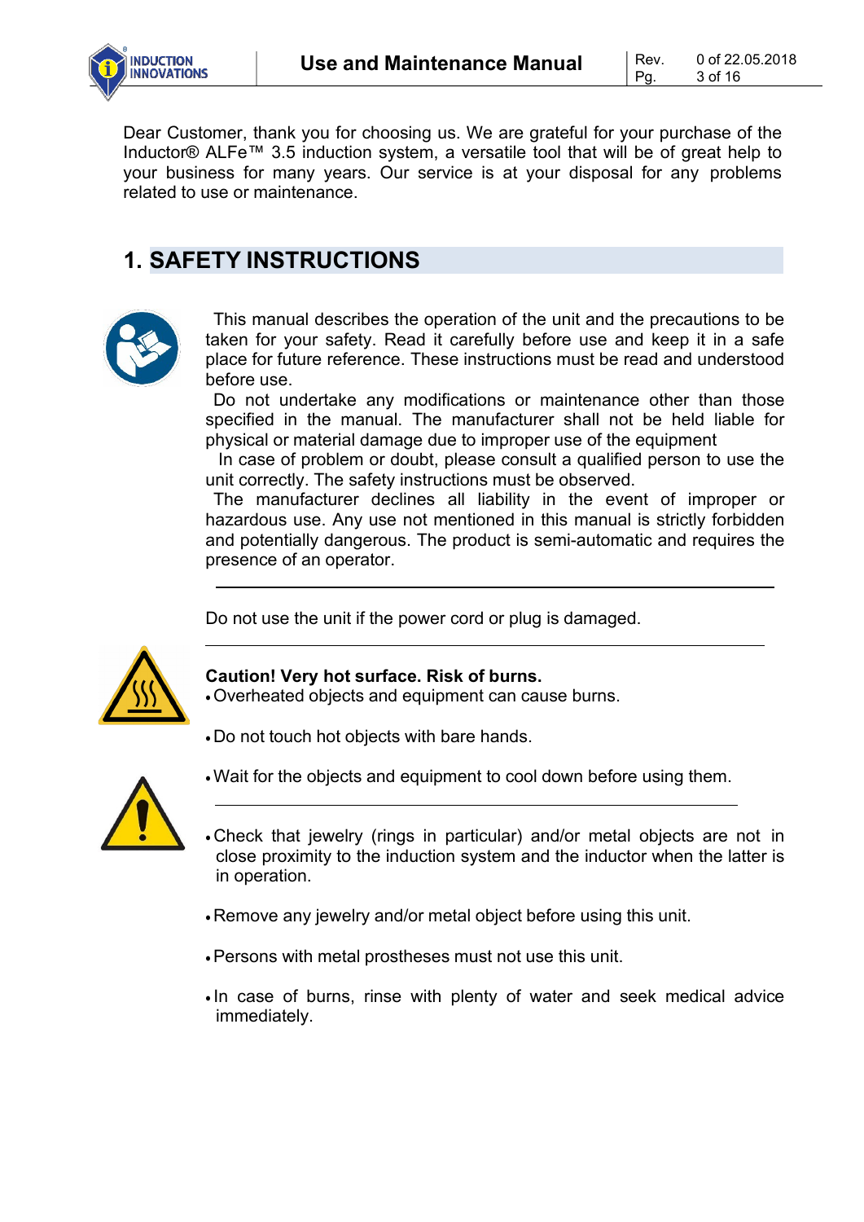Dear Customer, thank you for choosing us. We are grateful for your purchase of the Inductor® ALFe™ 3.5 induction system, a versatile tool that will be of great help to your business for many years. Our service is at your disposal for any problems related to use or maintenance.

# 1. SAFETY INSTRUCTIONS

This manual describes the operation of the unit and the precautions to be taken for your safety. Read it carefully before use and keep it in a safe place for future reference. These instructions must be read and understood before use.

Do not undertake any modifications or maintenance other than those specified in the manual. The manufacturer shall not be held liable for physical or material damage due to improper use of the equipment

In case of problem or doubt, please consult a qualified person to use the unit correctly. The safety instructions must be observed.

The manufacturer declines all liability in the event of improper or hazardous use. Any use not mentioned in this manual is strictly forbidden and potentially dangerous. The product is semi-automatic and requires the presence of an operator.

---

Do not use the unit if the power cord or plug is damaged.

---

**Caution! Very hot surface. Risk of burns.**

- Overheated objects and equipment can cause burns.
- Do not touch hot objects with bare hands.
- Wait for the objects and equipment to cool down before using them.

---

- Check that jewelry (rings in particular) and/or metal objects are not in close proximity to the induction system and the inductor when the latter is in operation.
- Remove any jewelry and/or metal object before using this unit.
- Persons with metal prostheses must not use this unit.
- In case of burns, rinse with plenty of water and seek medical advice immediately.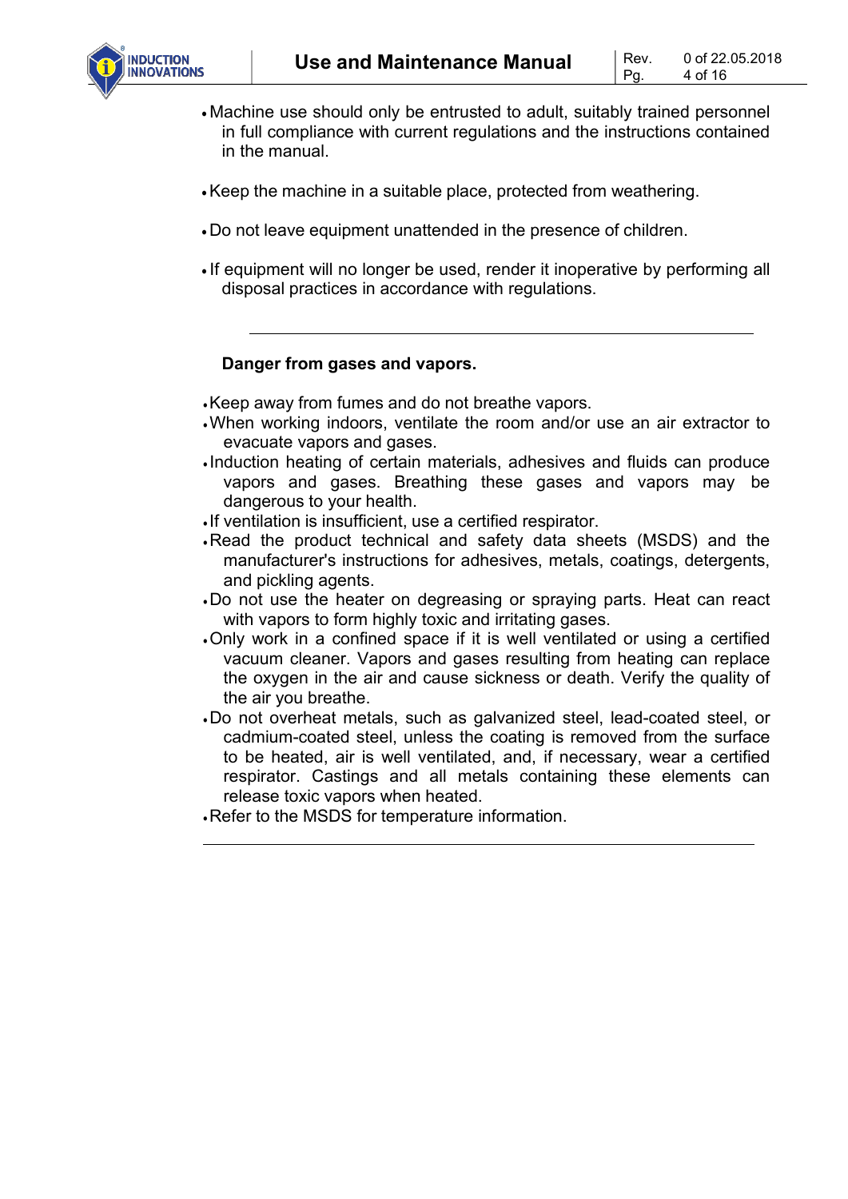- Machine use should only be entrusted to adult, suitably trained personnel in full compliance with current regulations and the instructions contained in the manual.

- Keep the machine in a suitable place, protected from weathering.

- Do not leave equipment unattended in the presence of children.

- If equipment will no longer be used, render it inoperative by performing all disposal practices in accordance with regulations.

---

**Danger from gases and vapors.**

- Keep away from fumes and do not breathe vapors.
- When working indoors, ventilate the room and/or use an air extractor to evacuate vapors and gases.
- Induction heating of certain materials, adhesives and fluids can produce vapors and gases. Breathing these gases and vapors may be dangerous to your health.
- If ventilation is insufficient, use a certified respirator.
- Read the product technical and safety data sheets (MSDS) and the manufacturer's instructions for adhesives, metals, coatings, detergents, and pickling agents.
- Do not use the heater on degreasing or spraying parts. Heat can react with vapors to form highly toxic and irritating gases.
- Only work in a confined space if it is well ventilated or using a certified vacuum cleaner. Vapors and gases resulting from heating can replace the oxygen in the air and cause sickness or death. Verify the quality of the air you breathe.
- Do not overheat metals, such as galvanized steel, lead-coated steel, or cadmium-coated steel, unless the coating is removed from the surface to be heated, air is well ventilated, and, if necessary, wear a certified respirator. Castings and all metals containing these elements can release toxic vapors when heated.
- Refer to the MSDS for temperature information.

---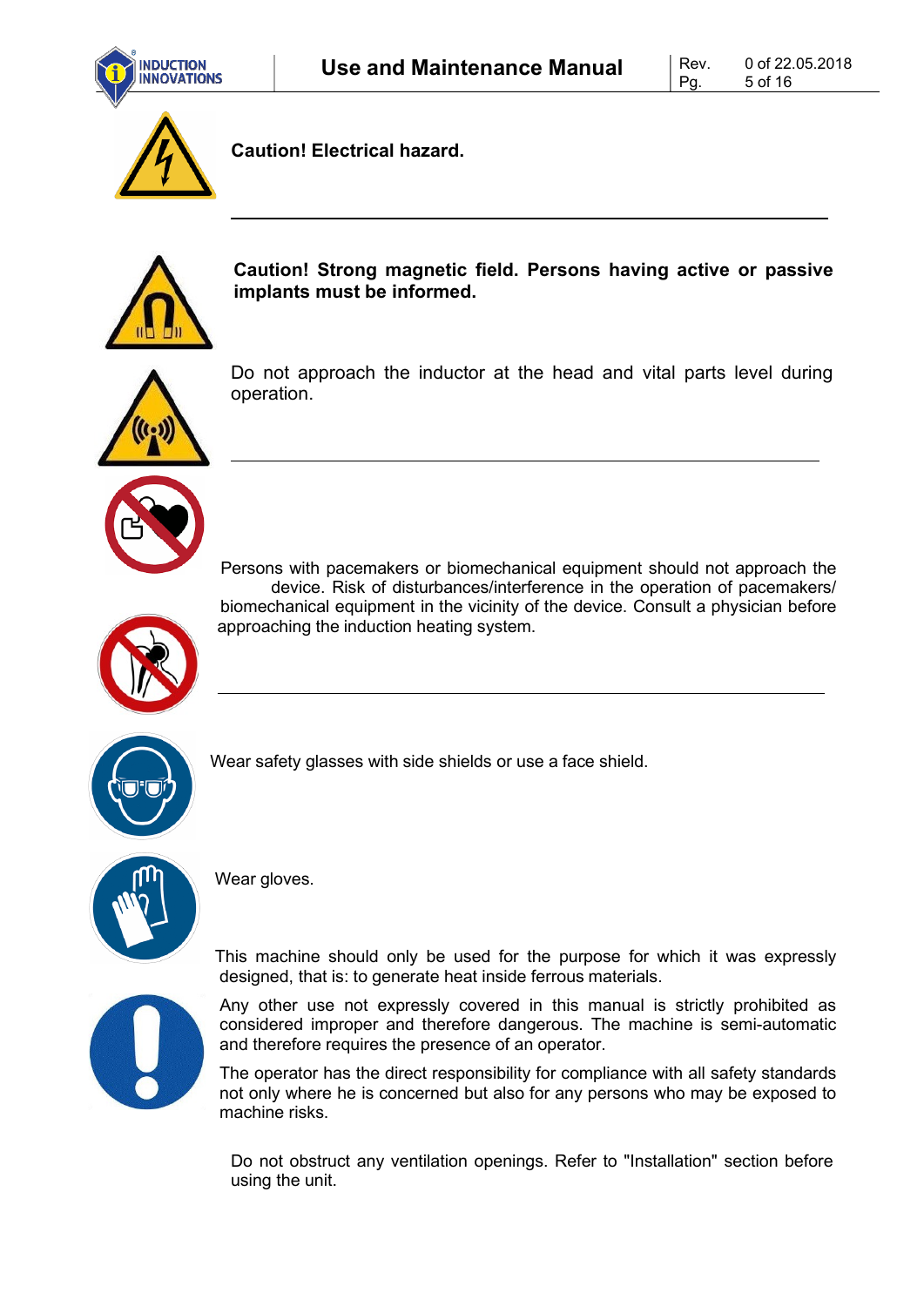**Caution! Electrical hazard.**

---

**Caution! Strong magnetic field. Persons having active or passive implants must be informed.**

Do not approach the inductor at the head and vital parts level during operation.

---

Persons with pacemakers or biomechanical equipment should not approach the device. Risk of disturbances/interference in the operation of pacemakers/ biomechanical equipment in the vicinity of the device. Consult a physician before approaching the induction heating system.

---

Wear safety glasses with side shields or use a face shield.

Wear gloves.

This machine should only be used for the purpose for which it was expressly designed, that is: to generate heat inside ferrous materials.

Any other use not expressly covered in this manual is strictly prohibited as considered improper and therefore dangerous. The machine is semi-automatic and therefore requires the presence of an operator.

The operator has the direct responsibility for compliance with all safety standards not only where he is concerned but also for any persons who may be exposed to machine risks.

Do not obstruct any ventilation openings. Refer to "Installation" section before using the unit.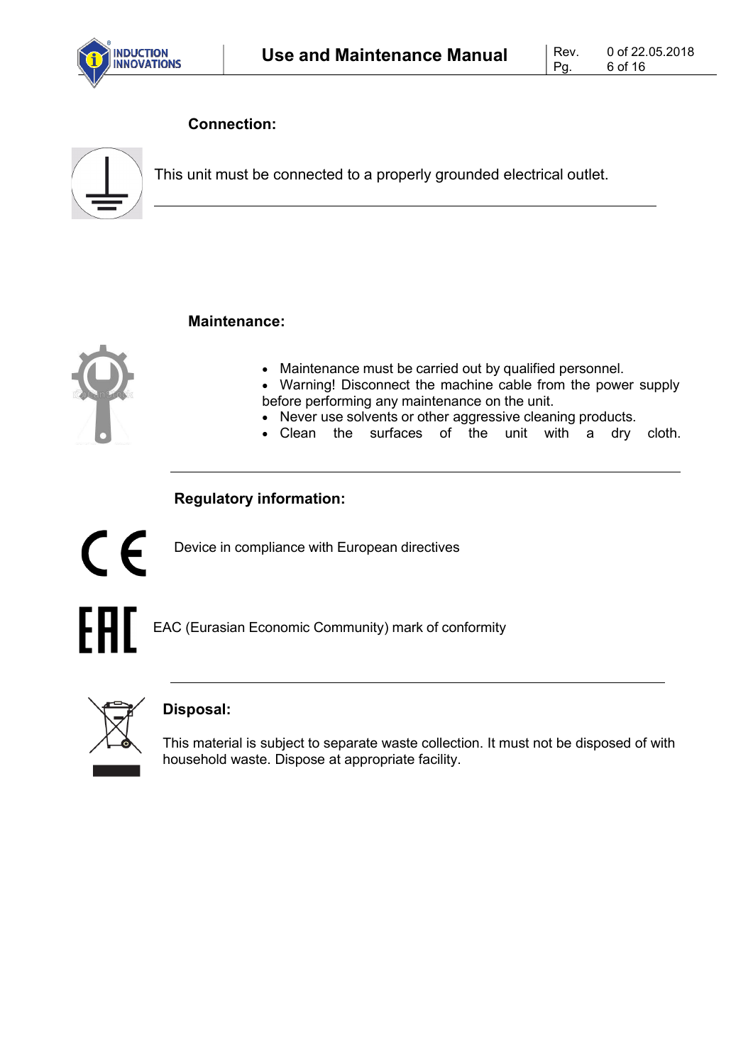## Connection:

This unit must be connected to a properly grounded electrical outlet.

## Maintenance:

- Maintenance must be carried out by qualified personnel.
- Warning! Disconnect the machine cable from the power supply before performing any maintenance on the unit.
- Never use solvents or other aggressive cleaning products.
- Clean the surfaces of the unit with a dry cloth.

## Regulatory information:

Device in compliance with European directives

EAC (Eurasian Economic Community) mark of conformity

## Disposal:

This material is subject to separate waste collection. It must not be disposed of with household waste. Dispose at appropriate facility.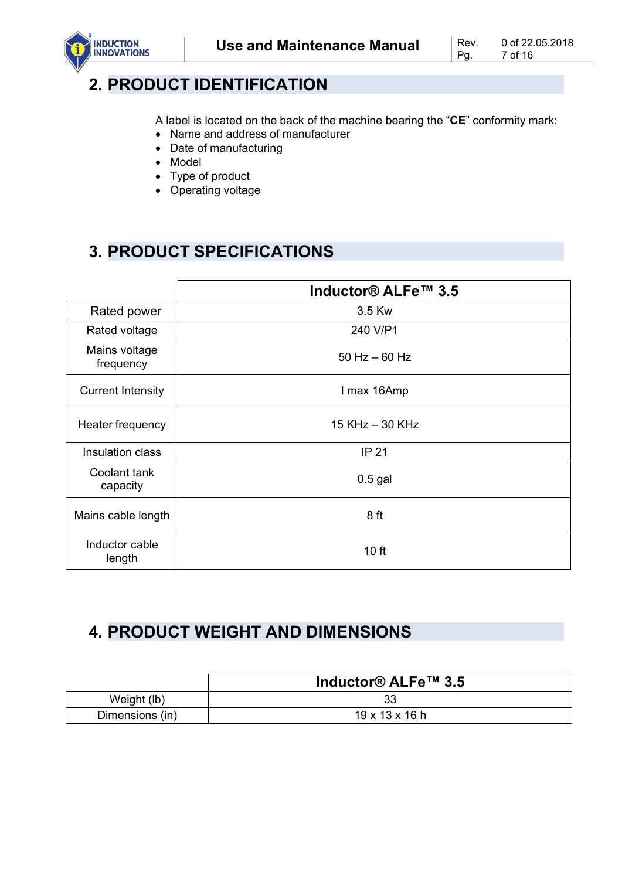## 2. PRODUCT IDENTIFICATION

A label is located on the back of the machine bearing the "**CE**" conformity mark:

- Name and address of manufacturer
- Date of manufacturing
- Model
- Type of product
- Operating voltage

## 3. PRODUCT SPECIFICATIONS

| | **Inductor® ALFe™ 3.5** |
|---|---|
| Rated power | 3.5 Kw |
| Rated voltage | 240 V/P1 |
| Mains voltage frequency | 50 Hz – 60 Hz |
| Current Intensity | I max 16Amp |
| Heater frequency | 15 KHz – 30 KHz |
| Insulation class | IP 21 |
| Coolant tank capacity | 0.5 gal |
| Mains cable length | 8 ft |
| Inductor cable length | 10 ft |

## 4. PRODUCT WEIGHT AND DIMENSIONS

| | **Inductor® ALFe™ 3.5** |
|---|---|
| Weight (lb) | 33 |
| Dimensions (in) | 19 x 13 x 16 h |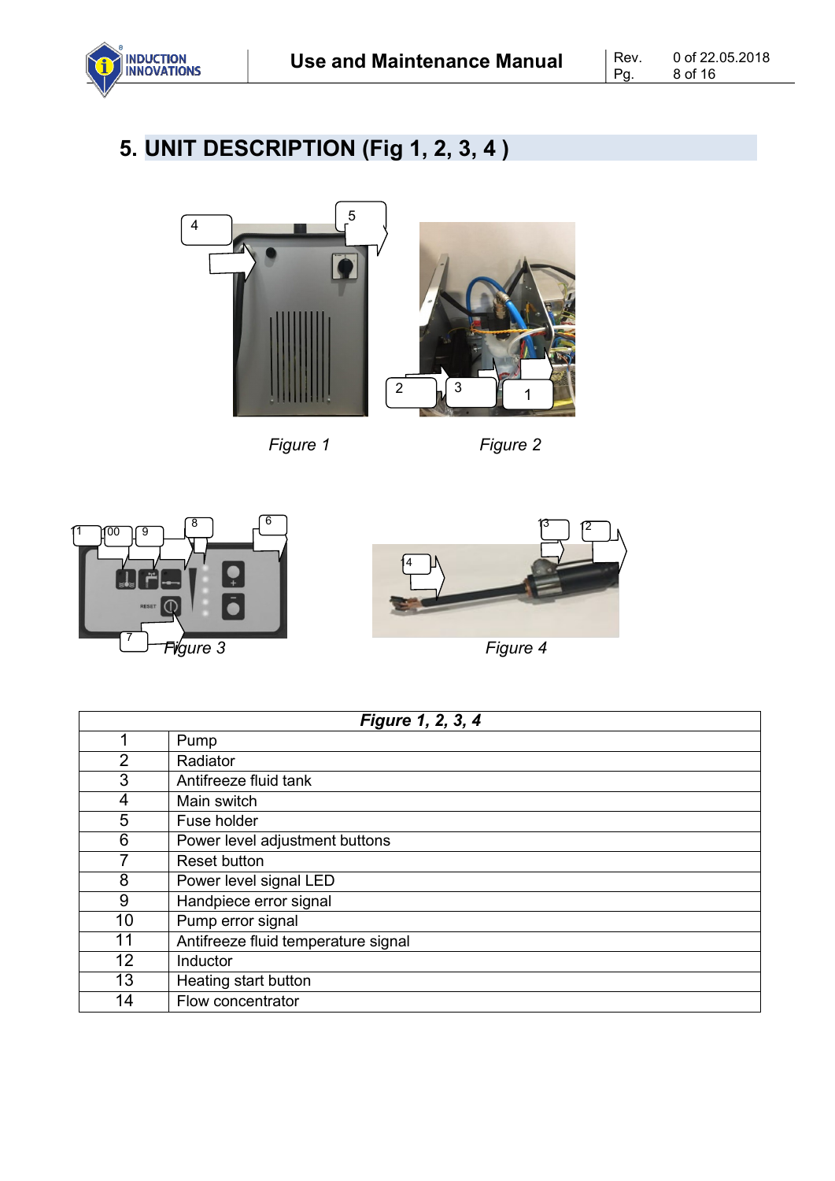# 5. UNIT DESCRIPTION (Fig 1, 2, 3, 4 )

*Figure 1*

*Figure 2*

*Figure 3*

*Figure 4*

| *Figure 1, 2, 3, 4* | |
|---|---|
| 1 | Pump |
| 2 | Radiator |
| 3 | Antifreeze fluid tank |
| 4 | Main switch |
| 5 | Fuse holder |
| 6 | Power level adjustment buttons |
| 7 | Reset button |
| 8 | Power level signal LED |
| 9 | Handpiece error signal |
| 10 | Pump error signal |
| 11 | Antifreeze fluid temperature signal |
| 12 | Inductor |
| 13 | Heating start button |
| 14 | Flow concentrator |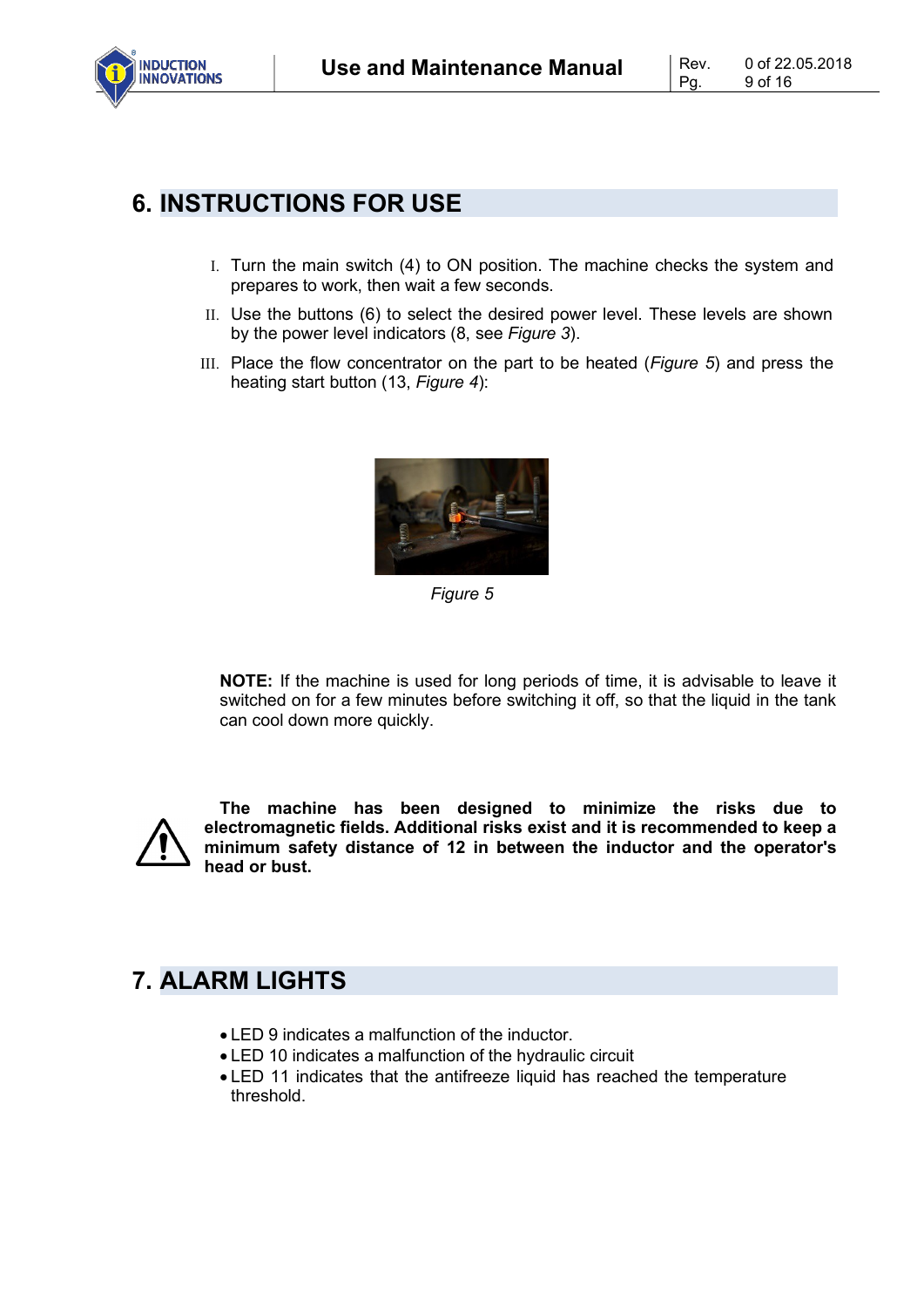# 6. INSTRUCTIONS FOR USE

I. Turn the main switch (4) to ON position. The machine checks the system and prepares to work, then wait a few seconds.

II. Use the buttons (6) to select the desired power level. These levels are shown by the power level indicators (8, see *Figure 3*).

III. Place the flow concentrator on the part to be heated (*Figure 5*) and press the heating start button (13, *Figure 4*):

*Figure 5*

**NOTE:** If the machine is used for long periods of time, it is advisable to leave it switched on for a few minutes before switching it off, so that the liquid in the tank can cool down more quickly.

**The machine has been designed to minimize the risks due to electromagnetic fields. Additional risks exist and it is recommended to keep a minimum safety distance of 12 in between the inductor and the operator's head or bust.**

# 7. ALARM LIGHTS

- LED 9 indicates a malfunction of the inductor.
- LED 10 indicates a malfunction of the hydraulic circuit
- LED 11 indicates that the antifreeze liquid has reached the temperature threshold.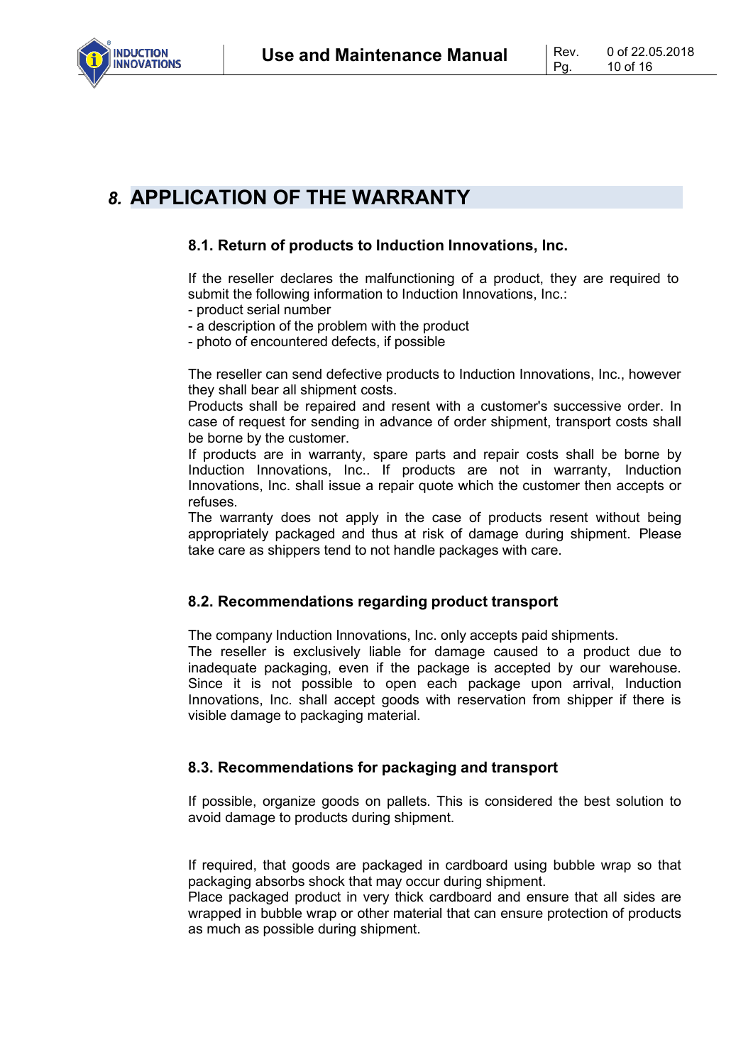# 8. APPLICATION OF THE WARRANTY

## 8.1. Return of products to Induction Innovations, Inc.

If the reseller declares the malfunctioning of a product, they are required to submit the following information to Induction Innovations, Inc.:
- product serial number
- a description of the problem with the product
- photo of encountered defects, if possible

The reseller can send defective products to Induction Innovations, Inc., however they shall bear all shipment costs.
Products shall be repaired and resent with a customer's successive order. In case of request for sending in advance of order shipment, transport costs shall be borne by the customer.
If products are in warranty, spare parts and repair costs shall be borne by Induction Innovations, Inc.. If products are not in warranty, Induction Innovations, Inc. shall issue a repair quote which the customer then accepts or refuses.
The warranty does not apply in the case of products resent without being appropriately packaged and thus at risk of damage during shipment. Please take care as shippers tend to not handle packages with care.

## 8.2. Recommendations regarding product transport

The company Induction Innovations, Inc. only accepts paid shipments.
The reseller is exclusively liable for damage caused to a product due to inadequate packaging, even if the package is accepted by our warehouse. Since it is not possible to open each package upon arrival, Induction Innovations, Inc. shall accept goods with reservation from shipper if there is visible damage to packaging material.

## 8.3. Recommendations for packaging and transport

If possible, organize goods on pallets. This is considered the best solution to avoid damage to products during shipment.

If required, that goods are packaged in cardboard using bubble wrap so that packaging absorbs shock that may occur during shipment.
Place packaged product in very thick cardboard and ensure that all sides are wrapped in bubble wrap or other material that can ensure protection of products as much as possible during shipment.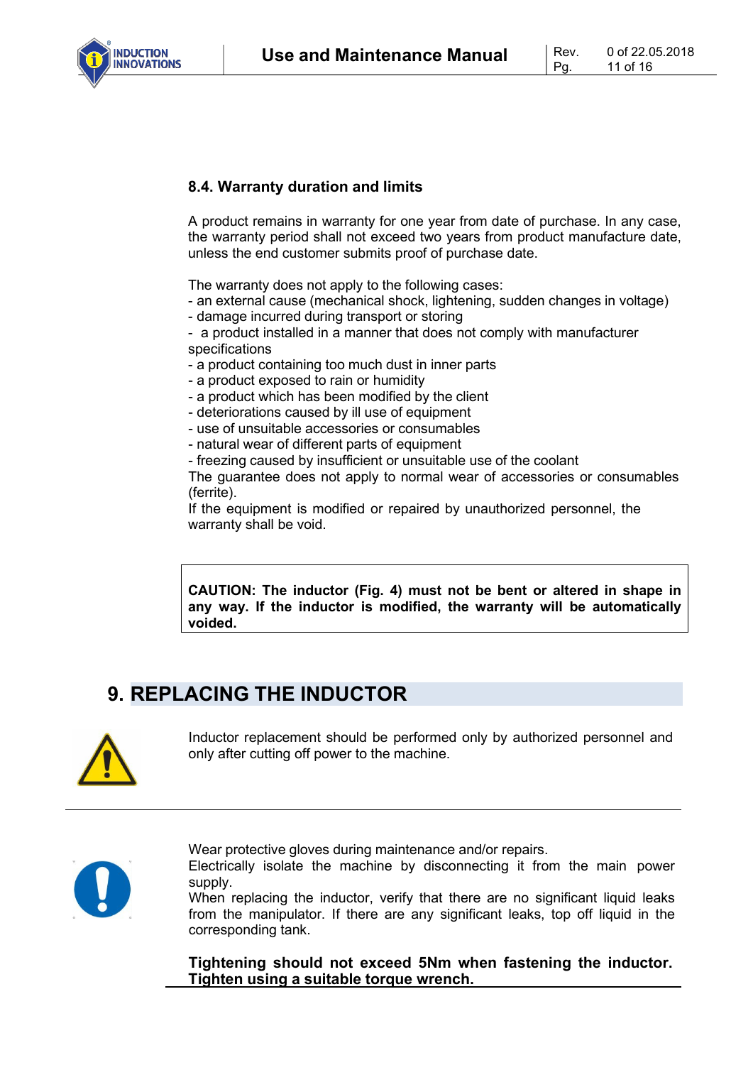### 8.4. Warranty duration and limits

A product remains in warranty for one year from date of purchase. In any case, the warranty period shall not exceed two years from product manufacture date, unless the end customer submits proof of purchase date.

The warranty does not apply to the following cases:
- an external cause (mechanical shock, lightening, sudden changes in voltage)
- damage incurred during transport or storing
- a product installed in a manner that does not comply with manufacturer specifications
- a product containing too much dust in inner parts
- a product exposed to rain or humidity
- a product which has been modified by the client
- deteriorations caused by ill use of equipment
- use of unsuitable accessories or consumables
- natural wear of different parts of equipment
- freezing caused by insufficient or unsuitable use of the coolant

The guarantee does not apply to normal wear of accessories or consumables (ferrite).
If the equipment is modified or repaired by unauthorized personnel, the warranty shall be void.

**CAUTION: The inductor (Fig. 4) must not be bent or altered in shape in any way. If the inductor is modified, the warranty will be automatically voided.**

# 9. REPLACING THE INDUCTOR

Inductor replacement should be performed only by authorized personnel and only after cutting off power to the machine.

Wear protective gloves during maintenance and/or repairs.
Electrically isolate the machine by disconnecting it from the main power supply.
When replacing the inductor, verify that there are no significant liquid leaks from the manipulator. If there are any significant leaks, top off liquid in the corresponding tank.

**Tightening should not exceed 5Nm when fastening the inductor. Tighten using a suitable torque wrench.**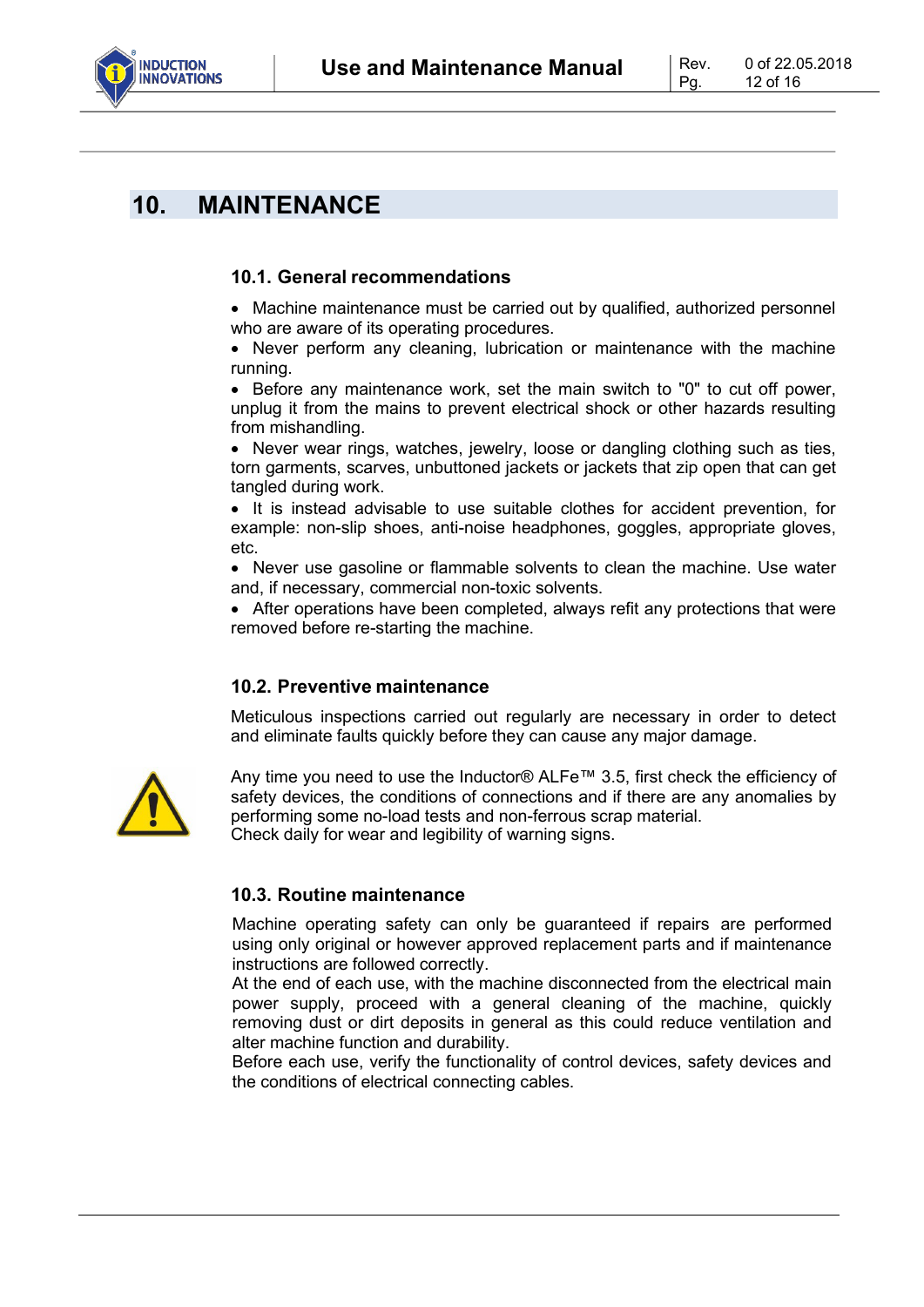# 10. MAINTENANCE

## 10.1. General recommendations

- Machine maintenance must be carried out by qualified, authorized personnel who are aware of its operating procedures.
- Never perform any cleaning, lubrication or maintenance with the machine running.
- Before any maintenance work, set the main switch to "0" to cut off power, unplug it from the mains to prevent electrical shock or other hazards resulting from mishandling.
- Never wear rings, watches, jewelry, loose or dangling clothing such as ties, torn garments, scarves, unbuttoned jackets or jackets that zip open that can get tangled during work.
- It is instead advisable to use suitable clothes for accident prevention, for example: non-slip shoes, anti-noise headphones, goggles, appropriate gloves, etc.
- Never use gasoline or flammable solvents to clean the machine. Use water and, if necessary, commercial non-toxic solvents.
- After operations have been completed, always refit any protections that were removed before re-starting the machine.

## 10.2. Preventive maintenance

Meticulous inspections carried out regularly are necessary in order to detect and eliminate faults quickly before they can cause any major damage.

Any time you need to use the Inductor® ALFe™ 3.5, first check the efficiency of safety devices, the conditions of connections and if there are any anomalies by performing some no-load tests and non-ferrous scrap material.
Check daily for wear and legibility of warning signs.

## 10.3. Routine maintenance

Machine operating safety can only be guaranteed if repairs are performed using only original or however approved replacement parts and if maintenance instructions are followed correctly.
At the end of each use, with the machine disconnected from the electrical main power supply, proceed with a general cleaning of the machine, quickly removing dust or dirt deposits in general as this could reduce ventilation and alter machine function and durability.
Before each use, verify the functionality of control devices, safety devices and the conditions of electrical connecting cables.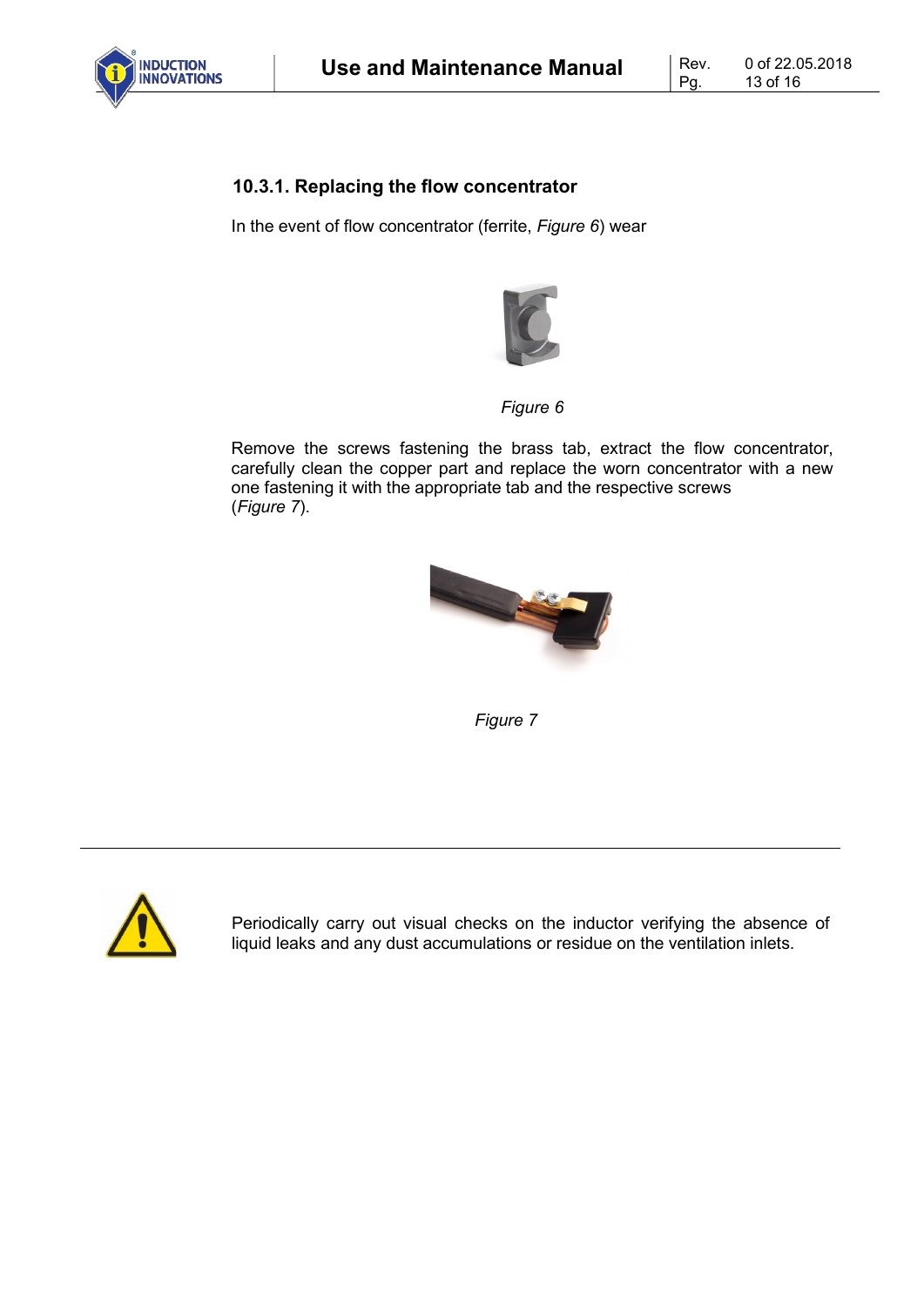### 10.3.1. Replacing the flow concentrator

In the event of flow concentrator (ferrite, *Figure 6*) wear

*Figure 6*

Remove the screws fastening the brass tab, extract the flow concentrator, carefully clean the copper part and replace the worn concentrator with a new one fastening it with the appropriate tab and the respective screws (*Figure 7*).

*Figure 7*

---

Periodically carry out visual checks on the inductor verifying the absence of liquid leaks and any dust accumulations or residue on the ventilation inlets.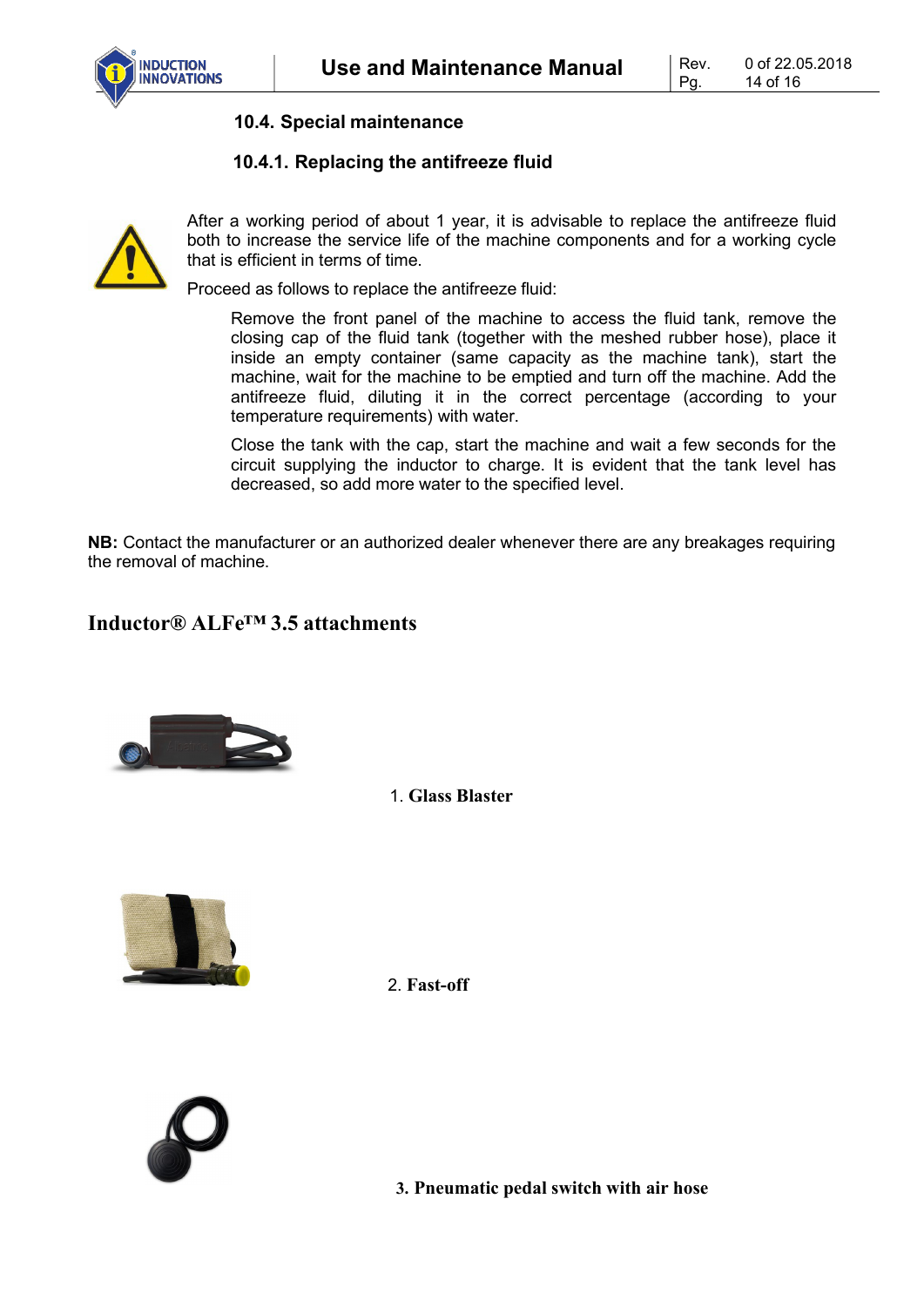### 10.4. Special maintenance

#### 10.4.1. Replacing the antifreeze fluid

After a working period of about 1 year, it is advisable to replace the antifreeze fluid both to increase the service life of the machine components and for a working cycle that is efficient in terms of time.

Proceed as follows to replace the antifreeze fluid:

Remove the front panel of the machine to access the fluid tank, remove the closing cap of the fluid tank (together with the meshed rubber hose), place it inside an empty container (same capacity as the machine tank), start the machine, wait for the machine to be emptied and turn off the machine. Add the antifreeze fluid, diluting it in the correct percentage (according to your temperature requirements) with water.

Close the tank with the cap, start the machine and wait a few seconds for the circuit supplying the inductor to charge. It is evident that the tank level has decreased, so add more water to the specified level.

**NB:** Contact the manufacturer or an authorized dealer whenever there are any breakages requiring the removal of machine.

## Inductor® ALFe™ 3.5 attachments

1. **Glass Blaster**

2. **Fast-off**

3. **Pneumatic pedal switch with air hose**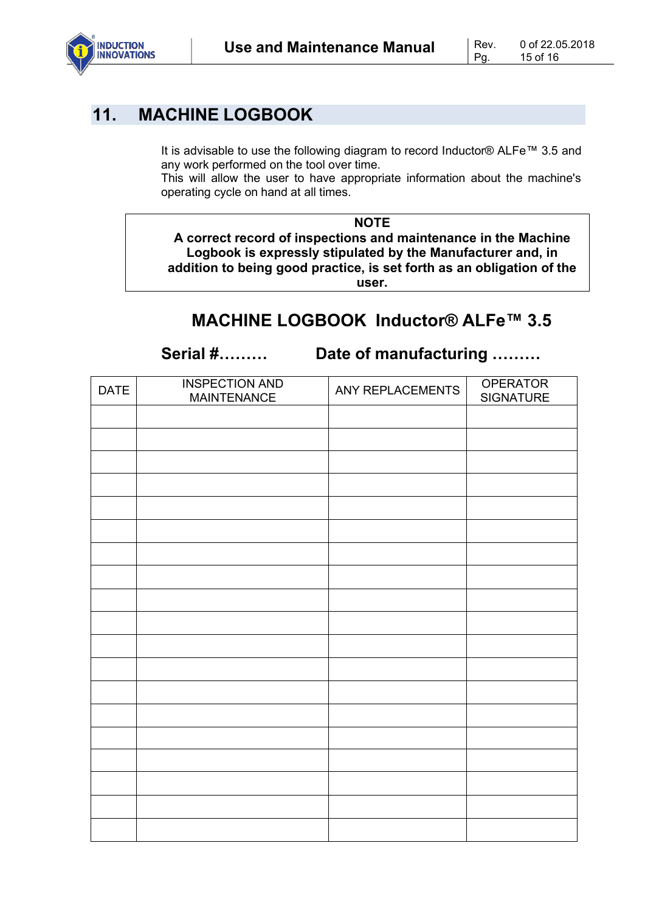## 11. MACHINE LOGBOOK

It is advisable to use the following diagram to record Inductor® ALFe™ 3.5 and any work performed on the tool over time.
This will allow the user to have appropriate information about the machine's operating cycle on hand at all times.

> **NOTE**
> **A correct record of inspections and maintenance in the Machine Logbook is expressly stipulated by the Manufacturer and, in addition to being good practice, is set forth as an obligation of the user.**

### MACHINE LOGBOOK Inductor® ALFe™ 3.5

**Serial #………　　　Date of manufacturing ………**

| DATE | INSPECTION AND MAINTENANCE | ANY REPLACEMENTS | OPERATOR SIGNATURE |
|---|---|---|---|
| | | | |
| | | | |
| | | | |
| | | | |
| | | | |
| | | | |
| | | | |
| | | | |
| | | | |
| | | | |
| | | | |
| | | | |
| | | | |
| | | | |
| | | | |
| | | | |
| | | | |
| | | | |
| | | | |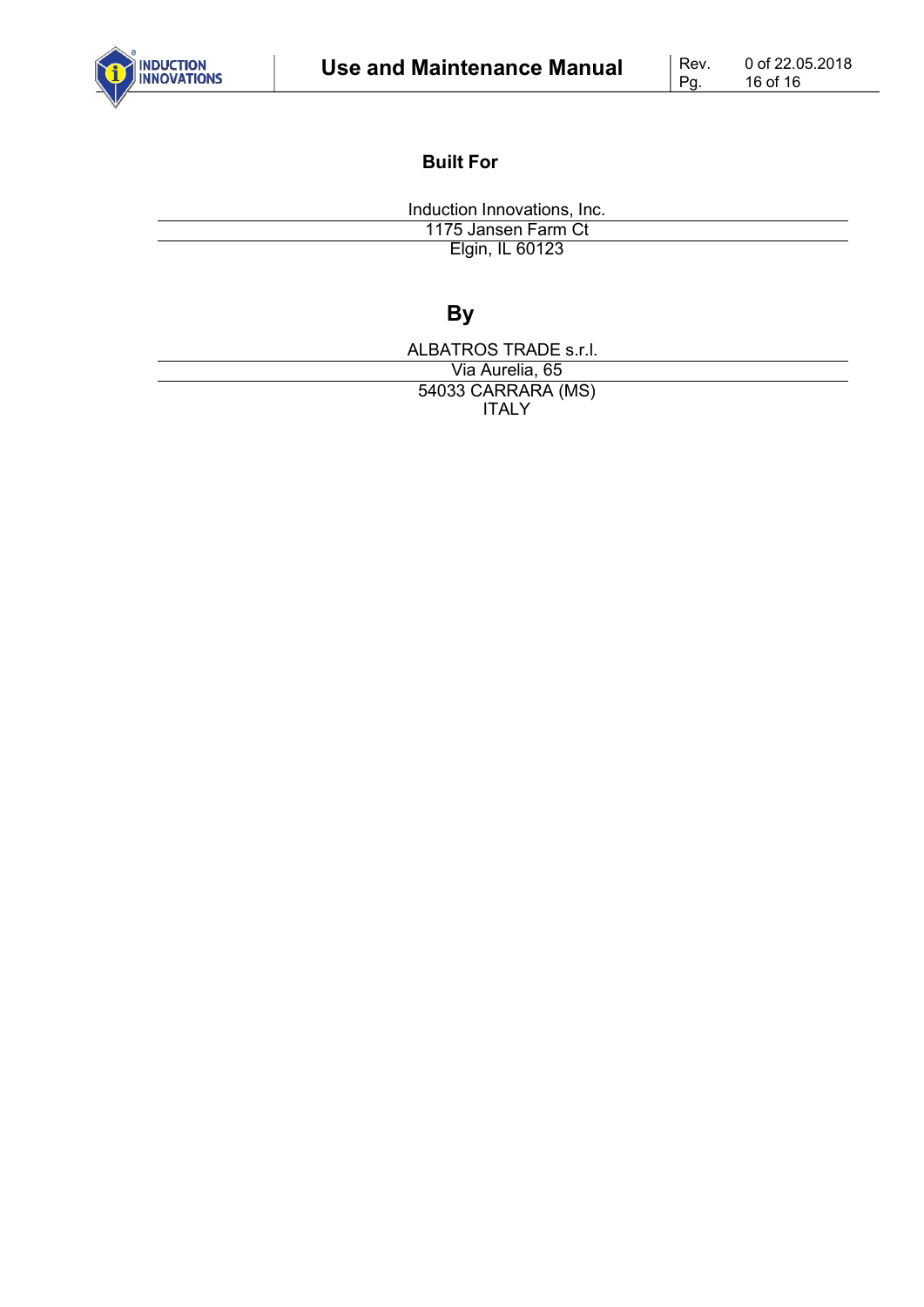**Built For**

Induction Innovations, Inc.

1175 Jansen Farm Ct

Elgin, IL 60123

**By**

ALBATROS TRADE s.r.l.

Via Aurelia, 65

54033 CARRARA (MS)
ITALY